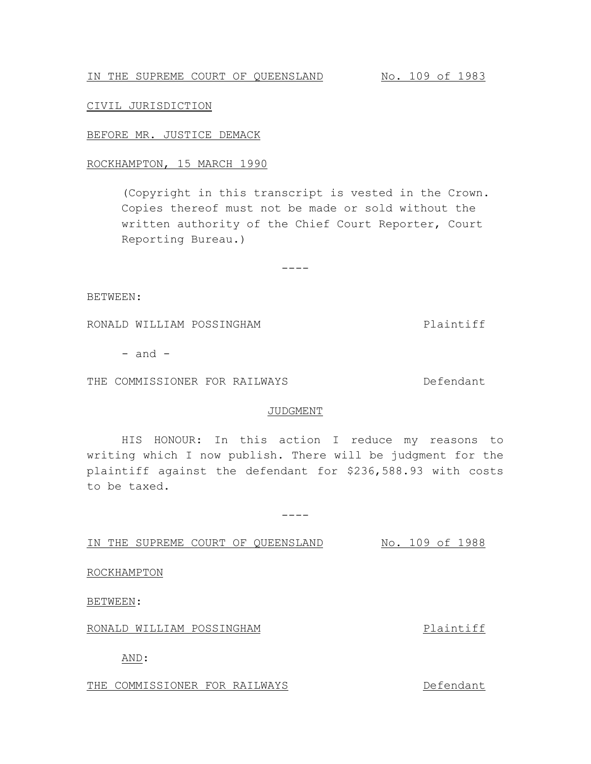IN THE SUPREME COURT OF QUEENSLAND No. 109 of 1983

CIVIL JURISDICTION

BEFORE MR. JUSTICE DEMACK

ROCKHAMPTON, 15 MARCH 1990

(Copyright in this transcript is vested in the Crown. Copies thereof must not be made or sold without the written authority of the Chief Court Reporter, Court Reporting Bureau.)

----

BETWEEN:

RONALD WILLIAM POSSINGHAM Plaintiff

- and -

THE COMMISSIONER FOR RAILWAYS Defendant

JUDGMENT

HIS HONOUR: In this action I reduce my reasons to writing which I now publish. There will be judgment for the plaintiff against the defendant for $236,588.93 with costs to be taxed.

----

IN THE SUPREME COURT OF QUEENSLAND No. 109 of 1988

ROCKHAMPTON

BETWEEN:

RONALD WILLIAM POSSINGHAM Plaintiff

AND:

THE COMMISSIONER FOR RAILWAYS Defendant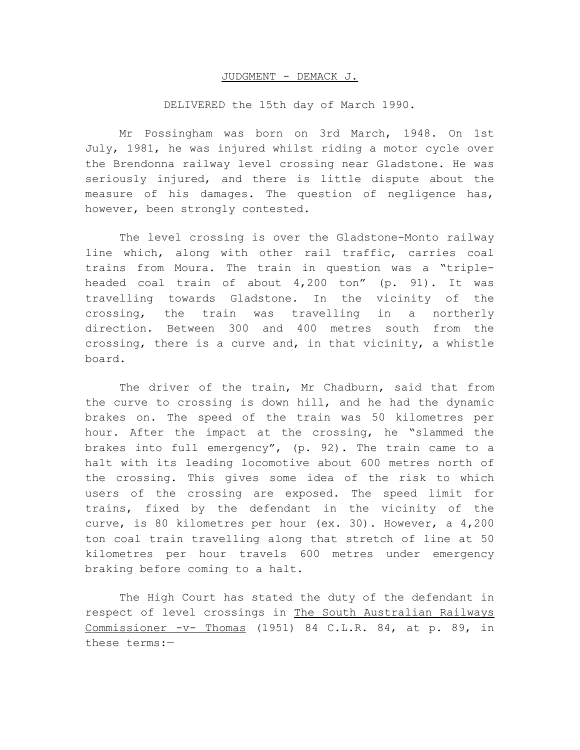JUDGMENT - DEMACK J.

DELIVERED the 15th day of March 1990.

Mr Possingham was born on 3rd March, 1948. On 1st July, 1981, he was injured whilst riding a motor cycle over the Brendonna railway level crossing near Gladstone. He was seriously injured, and there is little dispute about the measure of his damages. The question of negligence has, however, been strongly contested.

The level crossing is over the Gladstone-Monto railway line which, along with other rail traffic, carries coal trains from Moura. The train in question was a "triple-headed coal train of about 4,200 ton" (p. 91). It was travelling towards Gladstone. In the vicinity of the crossing, the train was travelling in a northerly direction. Between 300 and 400 metres south from the crossing, there is a curve and, in that vicinity, a whistle board.

The driver of the train, Mr Chadburn, said that from the curve to crossing is down hill, and he had the dynamic brakes on. The speed of the train was 50 kilometres per hour. After the impact at the crossing, he "slammed the brakes into full emergency", (p. 92). The train came to a halt with its leading locomotive about 600 metres north of the crossing. This gives some idea of the risk to which users of the crossing are exposed. The speed limit for trains, fixed by the defendant in the vicinity of the curve, is 80 kilometres per hour (ex. 30). However, a 4,200 ton coal train travelling along that stretch of line at 50 kilometres per hour travels 600 metres under emergency braking before coming to a halt.

The High Court has stated the duty of the defendant in respect of level crossings in The South Australian Railways Commissioner -v- Thomas (1951) 84 C.L.R. 84, at p. 89, in these terms:—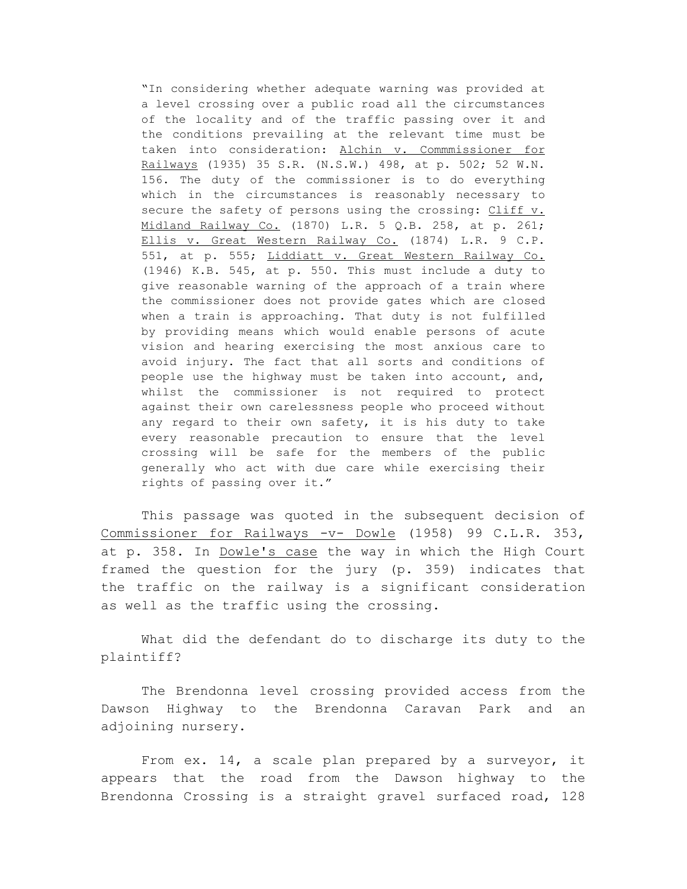> "In considering whether adequate warning was provided at a level crossing over a public road all the circumstances of the locality and of the traffic passing over it and the conditions prevailing at the relevant time must be taken into consideration: Alchin v. Commmissioner for Railways (1935) 35 S.R. (N.S.W.) 498, at p. 502; 52 W.N. 156. The duty of the commissioner is to do everything which in the circumstances is reasonably necessary to secure the safety of persons using the crossing: Cliff v. Midland Railway Co. (1870) L.R. 5 Q.B. 258, at p. 261; Ellis v. Great Western Railway Co. (1874) L.R. 9 C.P. 551, at p. 555; Liddiatt v. Great Western Railway Co. (1946) K.B. 545, at p. 550. This must include a duty to give reasonable warning of the approach of a train where the commissioner does not provide gates which are closed when a train is approaching. That duty is not fulfilled by providing means which would enable persons of acute vision and hearing exercising the most anxious care to avoid injury. The fact that all sorts and conditions of people use the highway must be taken into account, and, whilst the commissioner is not required to protect against their own carelessness people who proceed without any regard to their own safety, it is his duty to take every reasonable precaution to ensure that the level crossing will be safe for the members of the public generally who act with due care while exercising their rights of passing over it."

This passage was quoted in the subsequent decision of Commissioner for Railways -v- Dowle (1958) 99 C.L.R. 353, at p. 358. In Dowle's case the way in which the High Court framed the question for the jury (p. 359) indicates that the traffic on the railway is a significant consideration as well as the traffic using the crossing.

What did the defendant do to discharge its duty to the plaintiff?

The Brendonna level crossing provided access from the Dawson Highway to the Brendonna Caravan Park and an adjoining nursery.

From ex. 14, a scale plan prepared by a surveyor, it appears that the road from the Dawson highway to the Brendonna Crossing is a straight gravel surfaced road, 128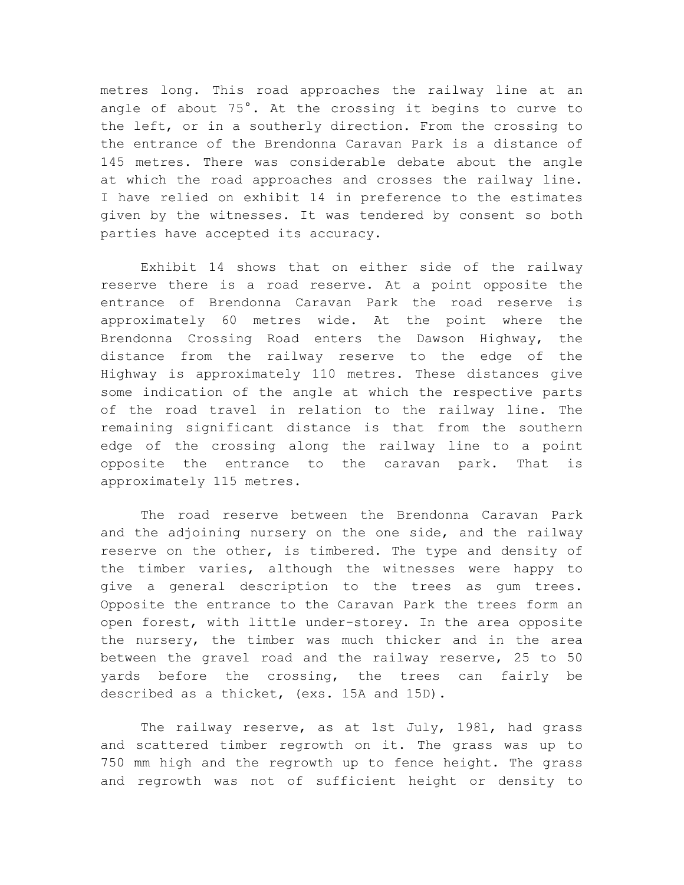metres long. This road approaches the railway line at an angle of about 75°. At the crossing it begins to curve to the left, or in a southerly direction. From the crossing to the entrance of the Brendonna Caravan Park is a distance of 145 metres. There was considerable debate about the angle at which the road approaches and crosses the railway line. I have relied on exhibit 14 in preference to the estimates given by the witnesses. It was tendered by consent so both parties have accepted its accuracy.

Exhibit 14 shows that on either side of the railway reserve there is a road reserve. At a point opposite the entrance of Brendonna Caravan Park the road reserve is approximately 60 metres wide. At the point where the Brendonna Crossing Road enters the Dawson Highway, the distance from the railway reserve to the edge of the Highway is approximately 110 metres. These distances give some indication of the angle at which the respective parts of the road travel in relation to the railway line. The remaining significant distance is that from the southern edge of the crossing along the railway line to a point opposite the entrance to the caravan park. That is approximately 115 metres.

The road reserve between the Brendonna Caravan Park and the adjoining nursery on the one side, and the railway reserve on the other, is timbered. The type and density of the timber varies, although the witnesses were happy to give a general description to the trees as gum trees. Opposite the entrance to the Caravan Park the trees form an open forest, with little under-storey. In the area opposite the nursery, the timber was much thicker and in the area between the gravel road and the railway reserve, 25 to 50 yards before the crossing, the trees can fairly be described as a thicket, (exs. 15A and 15D).

The railway reserve, as at 1st July, 1981, had grass and scattered timber regrowth on it. The grass was up to 750 mm high and the regrowth up to fence height. The grass and regrowth was not of sufficient height or density to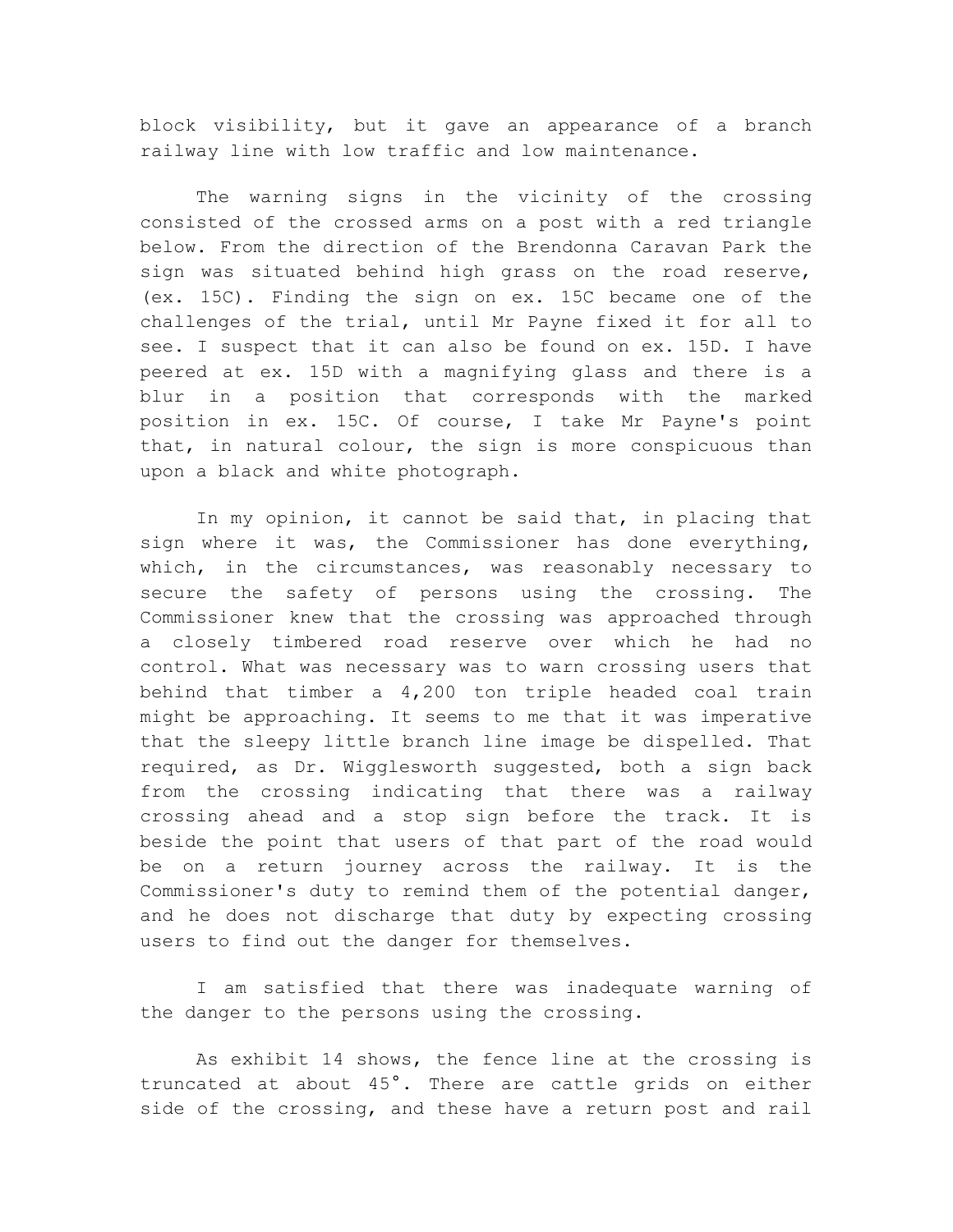block visibility, but it gave an appearance of a branch railway line with low traffic and low maintenance.

The warning signs in the vicinity of the crossing consisted of the crossed arms on a post with a red triangle below. From the direction of the Brendonna Caravan Park the sign was situated behind high grass on the road reserve, (ex. 15C). Finding the sign on ex. 15C became one of the challenges of the trial, until Mr Payne fixed it for all to see. I suspect that it can also be found on ex. 15D. I have peered at ex. 15D with a magnifying glass and there is a blur in a position that corresponds with the marked position in ex. 15C. Of course, I take Mr Payne's point that, in natural colour, the sign is more conspicuous than upon a black and white photograph.

In my opinion, it cannot be said that, in placing that sign where it was, the Commissioner has done everything, which, in the circumstances, was reasonably necessary to secure the safety of persons using the crossing. The Commissioner knew that the crossing was approached through a closely timbered road reserve over which he had no control. What was necessary was to warn crossing users that behind that timber a 4,200 ton triple headed coal train might be approaching. It seems to me that it was imperative that the sleepy little branch line image be dispelled. That required, as Dr. Wigglesworth suggested, both a sign back from the crossing indicating that there was a railway crossing ahead and a stop sign before the track. It is beside the point that users of that part of the road would be on a return journey across the railway. It is the Commissioner's duty to remind them of the potential danger, and he does not discharge that duty by expecting crossing users to find out the danger for themselves.

I am satisfied that there was inadequate warning of the danger to the persons using the crossing.

As exhibit 14 shows, the fence line at the crossing is truncated at about 45°. There are cattle grids on either side of the crossing, and these have a return post and rail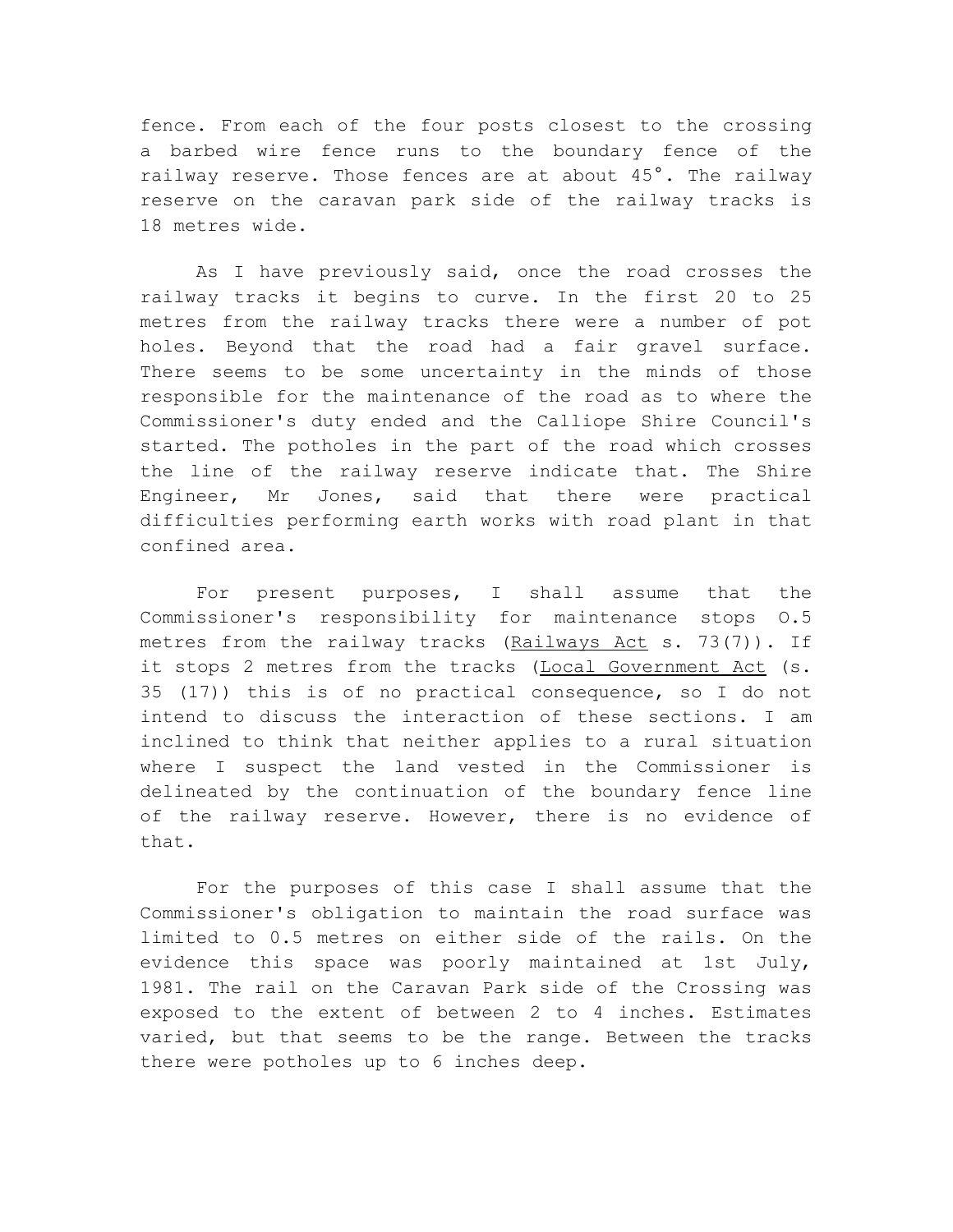fence. From each of the four posts closest to the crossing a barbed wire fence runs to the boundary fence of the railway reserve. Those fences are at about 45°. The railway reserve on the caravan park side of the railway tracks is 18 metres wide.

As I have previously said, once the road crosses the railway tracks it begins to curve. In the first 20 to 25 metres from the railway tracks there were a number of pot holes. Beyond that the road had a fair gravel surface. There seems to be some uncertainty in the minds of those responsible for the maintenance of the road as to where the Commissioner's duty ended and the Calliope Shire Council's started. The potholes in the part of the road which crosses the line of the railway reserve indicate that. The Shire Engineer, Mr Jones, said that there were practical difficulties performing earth works with road plant in that confined area.

For present purposes, I shall assume that the Commissioner's responsibility for maintenance stops 0.5 metres from the railway tracks (Railways Act s. 73(7)). If it stops 2 metres from the tracks (Local Government Act (s. 35 (17)) this is of no practical consequence, so I do not intend to discuss the interaction of these sections. I am inclined to think that neither applies to a rural situation where I suspect the land vested in the Commissioner is delineated by the continuation of the boundary fence line of the railway reserve. However, there is no evidence of that.

For the purposes of this case I shall assume that the Commissioner's obligation to maintain the road surface was limited to 0.5 metres on either side of the rails. On the evidence this space was poorly maintained at 1st July, 1981. The rail on the Caravan Park side of the Crossing was exposed to the extent of between 2 to 4 inches. Estimates varied, but that seems to be the range. Between the tracks there were potholes up to 6 inches deep.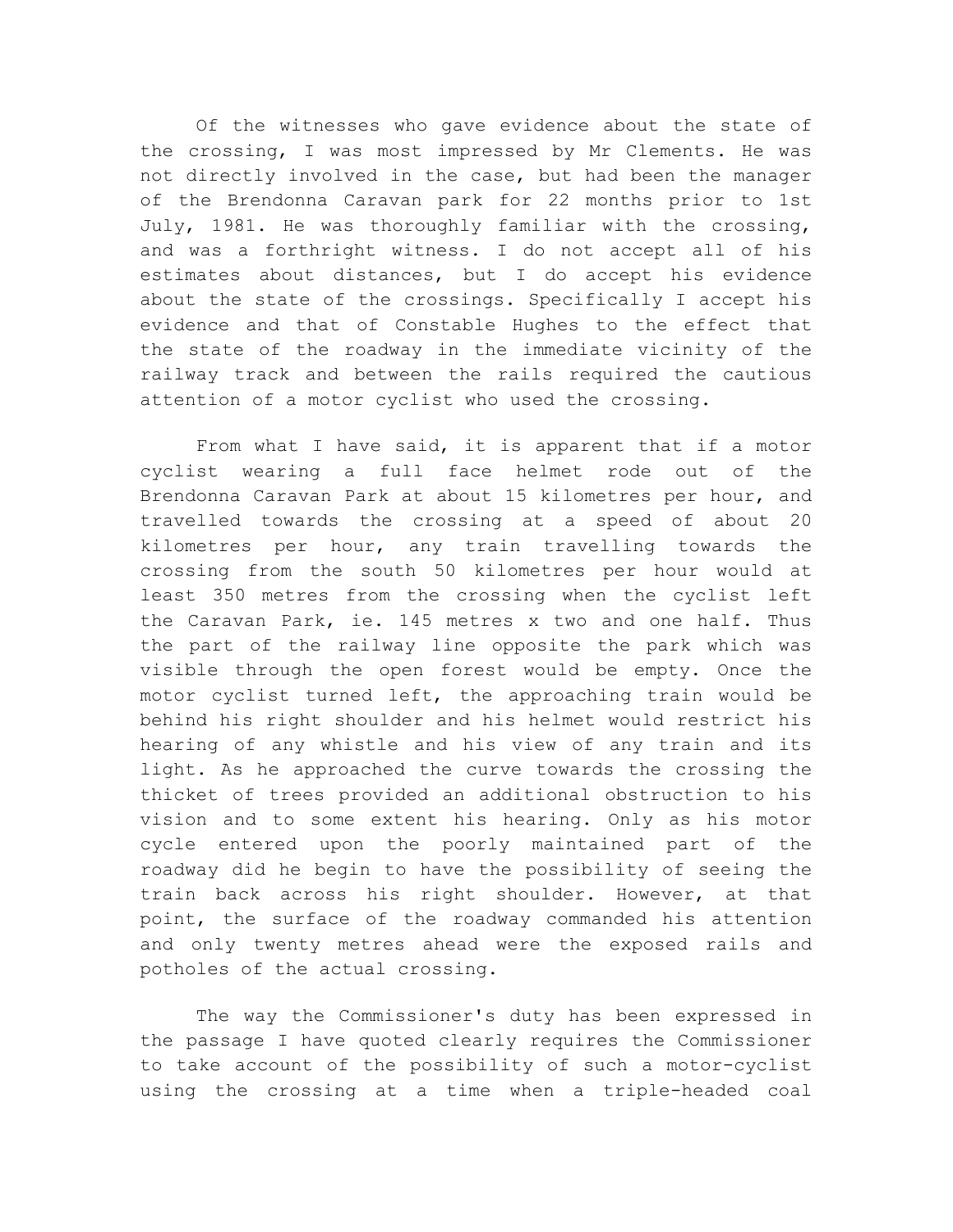Of the witnesses who gave evidence about the state of the crossing, I was most impressed by Mr Clements. He was not directly involved in the case, but had been the manager of the Brendonna Caravan park for 22 months prior to 1st July, 1981. He was thoroughly familiar with the crossing, and was a forthright witness. I do not accept all of his estimates about distances, but I do accept his evidence about the state of the crossings. Specifically I accept his evidence and that of Constable Hughes to the effect that the state of the roadway in the immediate vicinity of the railway track and between the rails required the cautious attention of a motor cyclist who used the crossing.

From what I have said, it is apparent that if a motor cyclist wearing a full face helmet rode out of the Brendonna Caravan Park at about 15 kilometres per hour, and travelled towards the crossing at a speed of about 20 kilometres per hour, any train travelling towards the crossing from the south 50 kilometres per hour would at least 350 metres from the crossing when the cyclist left the Caravan Park, ie. 145 metres x two and one half. Thus the part of the railway line opposite the park which was visible through the open forest would be empty. Once the motor cyclist turned left, the approaching train would be behind his right shoulder and his helmet would restrict his hearing of any whistle and his view of any train and its light. As he approached the curve towards the crossing the thicket of trees provided an additional obstruction to his vision and to some extent his hearing. Only as his motor cycle entered upon the poorly maintained part of the roadway did he begin to have the possibility of seeing the train back across his right shoulder. However, at that point, the surface of the roadway commanded his attention and only twenty metres ahead were the exposed rails and potholes of the actual crossing.

The way the Commissioner's duty has been expressed in the passage I have quoted clearly requires the Commissioner to take account of the possibility of such a motor-cyclist using the crossing at a time when a triple-headed coal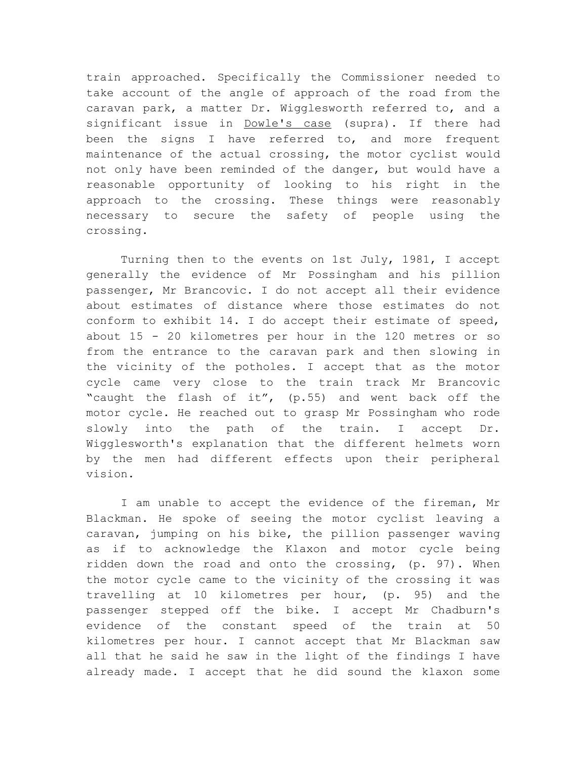train approached. Specifically the Commissioner needed to take account of the angle of approach of the road from the caravan park, a matter Dr. Wigglesworth referred to, and a significant issue in Dowle's case (supra). If there had been the signs I have referred to, and more frequent maintenance of the actual crossing, the motor cyclist would not only have been reminded of the danger, but would have a reasonable opportunity of looking to his right in the approach to the crossing. These things were reasonably necessary to secure the safety of people using the crossing.

Turning then to the events on 1st July, 1981, I accept generally the evidence of Mr Possingham and his pillion passenger, Mr Brancovic. I do not accept all their evidence about estimates of distance where those estimates do not conform to exhibit 14. I do accept their estimate of speed, about 15 - 20 kilometres per hour in the 120 metres or so from the entrance to the caravan park and then slowing in the vicinity of the potholes. I accept that as the motor cycle came very close to the train track Mr Brancovic "caught the flash of it", (p.55) and went back off the motor cycle. He reached out to grasp Mr Possingham who rode slowly into the path of the train. I accept Dr. Wigglesworth's explanation that the different helmets worn by the men had different effects upon their peripheral vision.

I am unable to accept the evidence of the fireman, Mr Blackman. He spoke of seeing the motor cyclist leaving a caravan, jumping on his bike, the pillion passenger waving as if to acknowledge the Klaxon and motor cycle being ridden down the road and onto the crossing, (p. 97). When the motor cycle came to the vicinity of the crossing it was travelling at 10 kilometres per hour, (p. 95) and the passenger stepped off the bike. I accept Mr Chadburn's evidence of the constant speed of the train at 50 kilometres per hour. I cannot accept that Mr Blackman saw all that he said he saw in the light of the findings I have already made. I accept that he did sound the klaxon some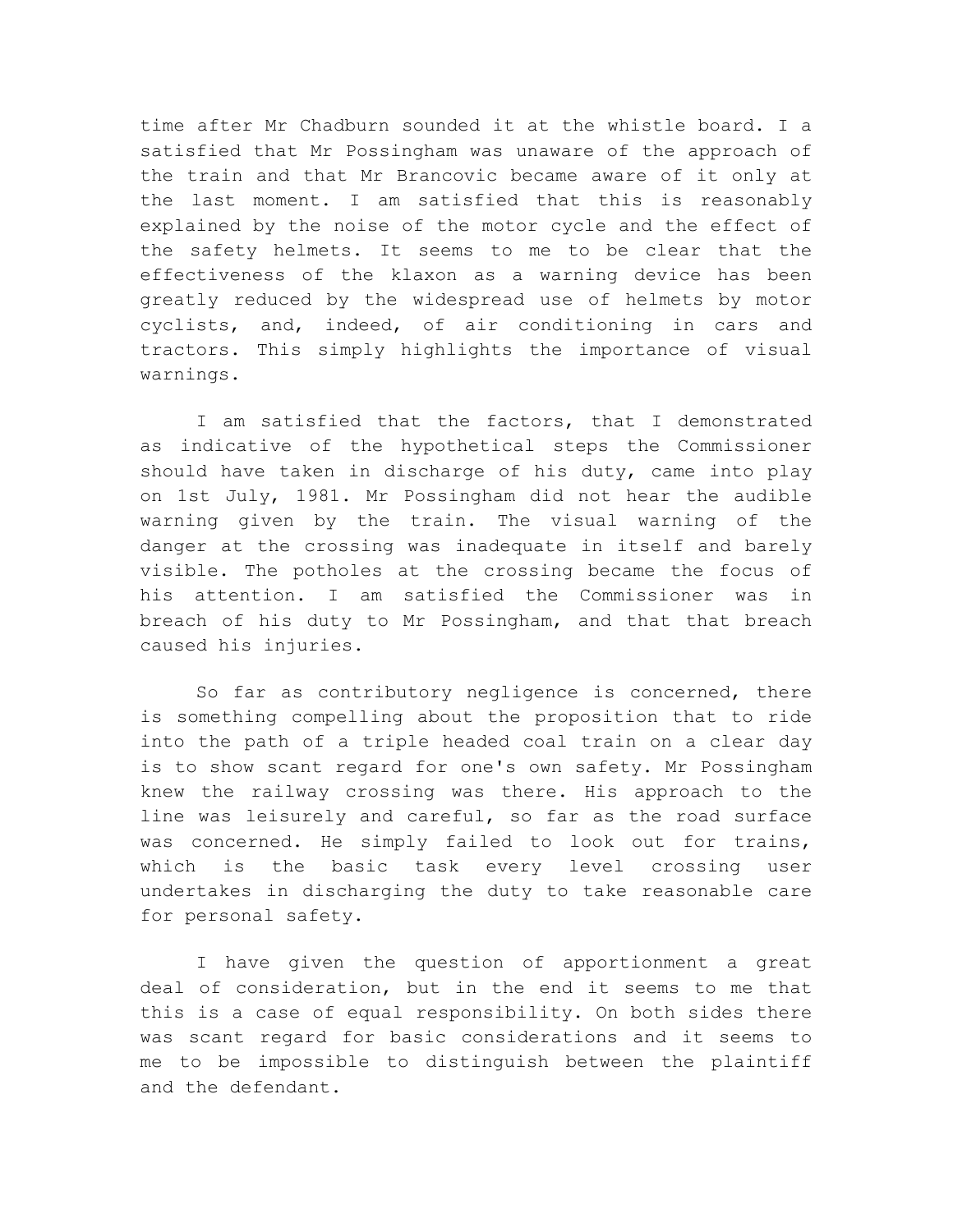time after Mr Chadburn sounded it at the whistle board. I a satisfied that Mr Possingham was unaware of the approach of the train and that Mr Brancovic became aware of it only at the last moment. I am satisfied that this is reasonably explained by the noise of the motor cycle and the effect of the safety helmets. It seems to me to be clear that the effectiveness of the klaxon as a warning device has been greatly reduced by the widespread use of helmets by motor cyclists, and, indeed, of air conditioning in cars and tractors. This simply highlights the importance of visual warnings.

I am satisfied that the factors, that I demonstrated as indicative of the hypothetical steps the Commissioner should have taken in discharge of his duty, came into play on 1st July, 1981. Mr Possingham did not hear the audible warning given by the train. The visual warning of the danger at the crossing was inadequate in itself and barely visible. The potholes at the crossing became the focus of his attention. I am satisfied the Commissioner was in breach of his duty to Mr Possingham, and that that breach caused his injuries.

So far as contributory negligence is concerned, there is something compelling about the proposition that to ride into the path of a triple headed coal train on a clear day is to show scant regard for one's own safety. Mr Possingham knew the railway crossing was there. His approach to the line was leisurely and careful, so far as the road surface was concerned. He simply failed to look out for trains, which is the basic task every level crossing user undertakes in discharging the duty to take reasonable care for personal safety.

I have given the question of apportionment a great deal of consideration, but in the end it seems to me that this is a case of equal responsibility. On both sides there was scant regard for basic considerations and it seems to me to be impossible to distinguish between the plaintiff and the defendant.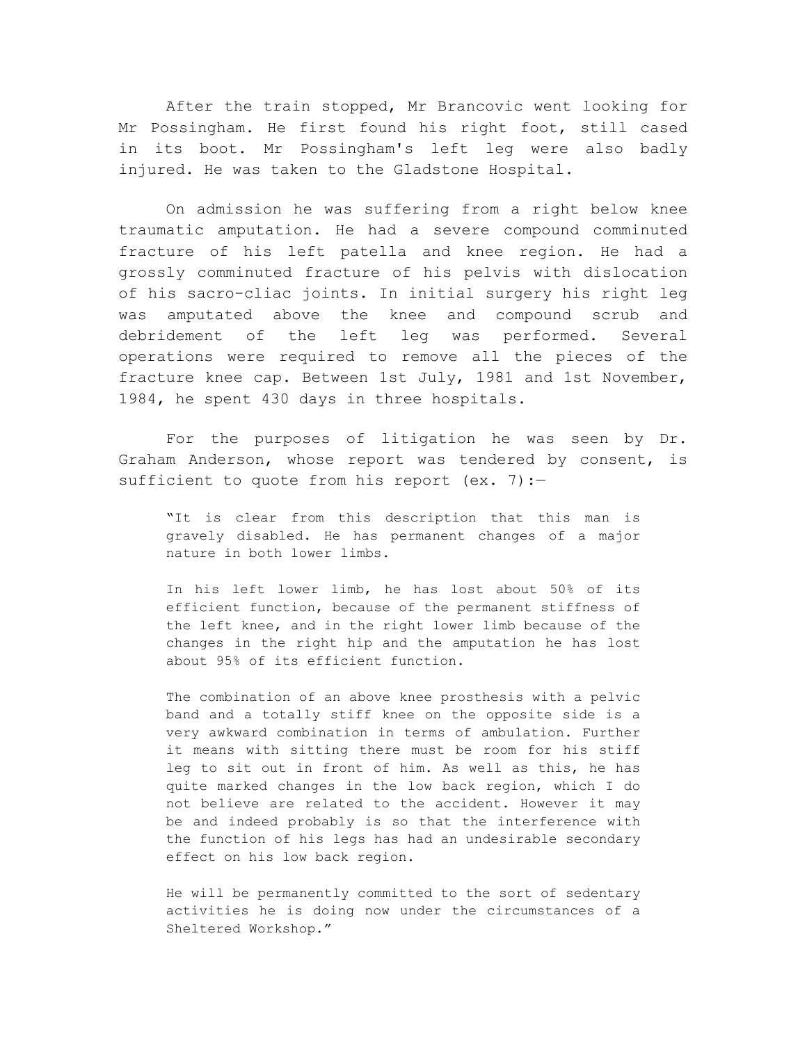After the train stopped, Mr Brancovic went looking for Mr Possingham. He first found his right foot, still cased in its boot. Mr Possingham's left leg were also badly injured. He was taken to the Gladstone Hospital.

On admission he was suffering from a right below knee traumatic amputation. He had a severe compound comminuted fracture of his left patella and knee region. He had a grossly comminuted fracture of his pelvis with dislocation of his sacro-cliac joints. In initial surgery his right leg was amputated above the knee and compound scrub and debridement of the left leg was performed. Several operations were required to remove all the pieces of the fracture knee cap. Between 1st July, 1981 and 1st November, 1984, he spent 430 days in three hospitals.

For the purposes of litigation he was seen by Dr. Graham Anderson, whose report was tendered by consent, is sufficient to quote from his report (ex. 7):—

> "It is clear from this description that this man is gravely disabled. He has permanent changes of a major nature in both lower limbs.
>
> In his left lower limb, he has lost about 50% of its efficient function, because of the permanent stiffness of the left knee, and in the right lower limb because of the changes in the right hip and the amputation he has lost about 95% of its efficient function.
>
> The combination of an above knee prosthesis with a pelvic band and a totally stiff knee on the opposite side is a very awkward combination in terms of ambulation. Further it means with sitting there must be room for his stiff leg to sit out in front of him. As well as this, he has quite marked changes in the low back region, which I do not believe are related to the accident. However it may be and indeed probably is so that the interference with the function of his legs has had an undesirable secondary effect on his low back region.
>
> He will be permanently committed to the sort of sedentary activities he is doing now under the circumstances of a Sheltered Workshop."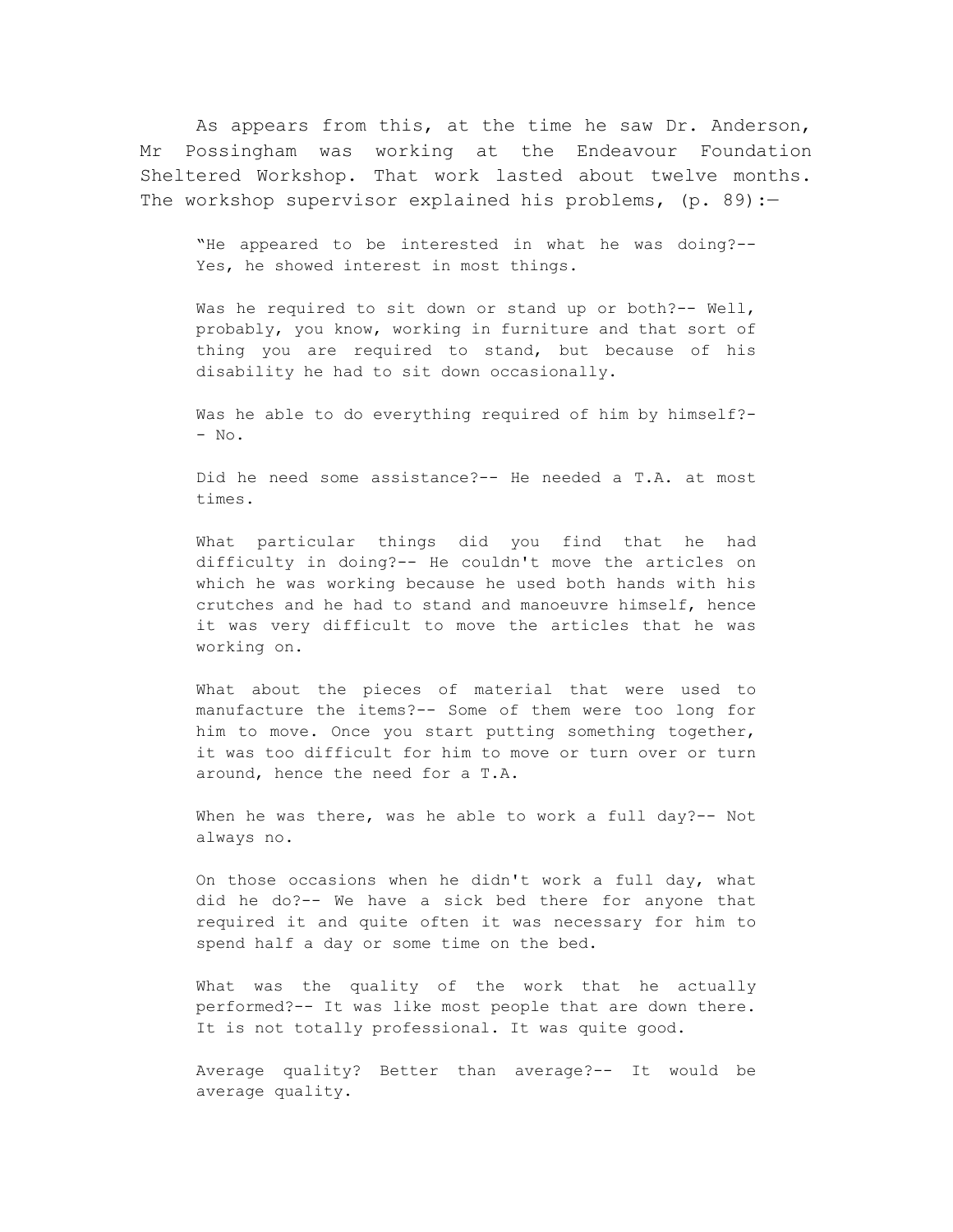As appears from this, at the time he saw Dr. Anderson, Mr Possingham was working at the Endeavour Foundation Sheltered Workshop. That work lasted about twelve months. The workshop supervisor explained his problems, (p. 89):—

> "He appeared to be interested in what he was doing?-- Yes, he showed interest in most things.
>
> Was he required to sit down or stand up or both?-- Well, probably, you know, working in furniture and that sort of thing you are required to stand, but because of his disability he had to sit down occasionally.
>
> Was he able to do everything required of him by himself?-- No.
>
> Did he need some assistance?-- He needed a T.A. at most times.
>
> What particular things did you find that he had difficulty in doing?-- He couldn't move the articles on which he was working because he used both hands with his crutches and he had to stand and manoeuvre himself, hence it was very difficult to move the articles that he was working on.
>
> What about the pieces of material that were used to manufacture the items?-- Some of them were too long for him to move. Once you start putting something together, it was too difficult for him to move or turn over or turn around, hence the need for a T.A.
>
> When he was there, was he able to work a full day?-- Not always no.
>
> On those occasions when he didn't work a full day, what did he do?-- We have a sick bed there for anyone that required it and quite often it was necessary for him to spend half a day or some time on the bed.
>
> What was the quality of the work that he actually performed?-- It was like most people that are down there. It is not totally professional. It was quite good.
>
> Average quality? Better than average?-- It would be average quality.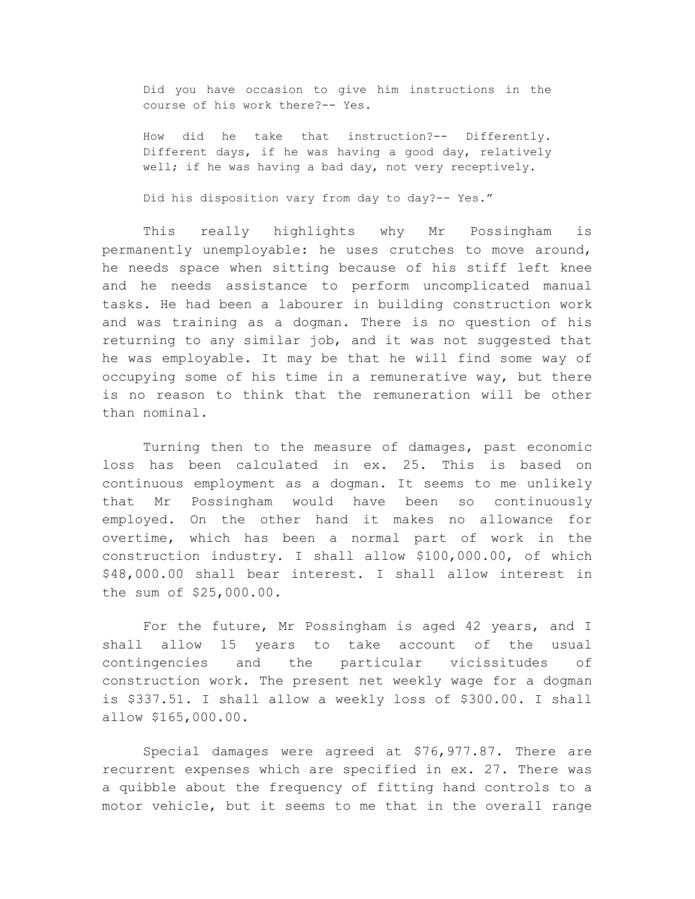> Did you have occasion to give him instructions in the course of his work there?-- Yes.
>
> How did he take that instruction?-- Differently. Different days, if he was having a good day, relatively well; if he was having a bad day, not very receptively.
>
> Did his disposition vary from day to day?-- Yes."

This really highlights why Mr Possingham is permanently unemployable: he uses crutches to move around, he needs space when sitting because of his stiff left knee and he needs assistance to perform uncomplicated manual tasks. He had been a labourer in building construction work and was training as a dogman. There is no question of his returning to any similar job, and it was not suggested that he was employable. It may be that he will find some way of occupying some of his time in a remunerative way, but there is no reason to think that the remuneration will be other than nominal.

Turning then to the measure of damages, past economic loss has been calculated in ex. 25. This is based on continuous employment as a dogman. It seems to me unlikely that Mr Possingham would have been so continuously employed. On the other hand it makes no allowance for overtime, which has been a normal part of work in the construction industry. I shall allow $100,000.00, of which $48,000.00 shall bear interest. I shall allow interest in the sum of $25,000.00.

For the future, Mr Possingham is aged 42 years, and I shall allow 15 years to take account of the usual contingencies and the particular vicissitudes of construction work. The present net weekly wage for a dogman is $337.51. I shall allow a weekly loss of $300.00. I shall allow $165,000.00.

Special damages were agreed at $76,977.87. There are recurrent expenses which are specified in ex. 27. There was a quibble about the frequency of fitting hand controls to a motor vehicle, but it seems to me that in the overall range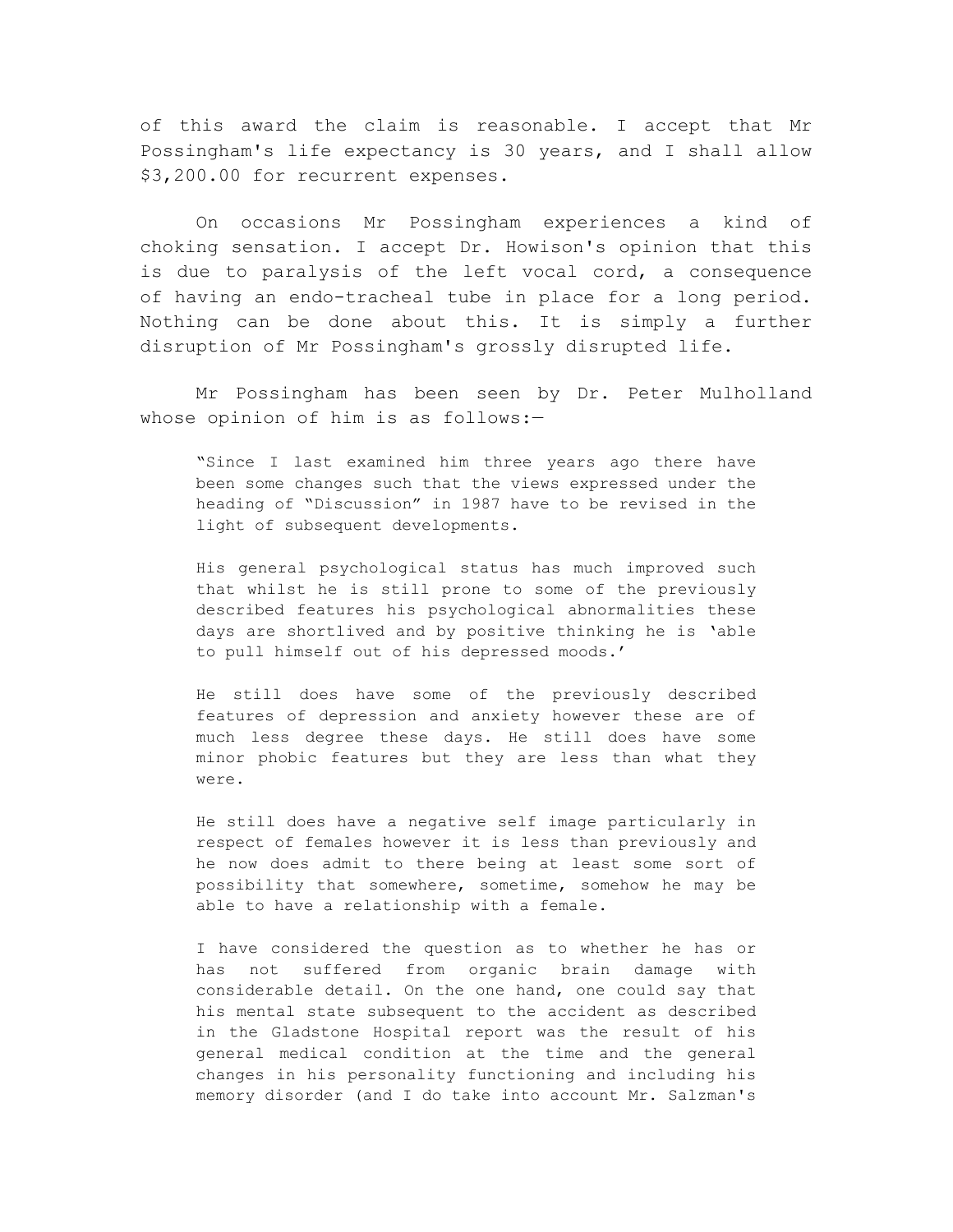of this award the claim is reasonable. I accept that Mr Possingham's life expectancy is 30 years, and I shall allow $3,200.00 for recurrent expenses.

On occasions Mr Possingham experiences a kind of choking sensation. I accept Dr. Howison's opinion that this is due to paralysis of the left vocal cord, a consequence of having an endo-tracheal tube in place for a long period. Nothing can be done about this. It is simply a further disruption of Mr Possingham's grossly disrupted life.

Mr Possingham has been seen by Dr. Peter Mulholland whose opinion of him is as follows:—

> "Since I last examined him three years ago there have been some changes such that the views expressed under the heading of "Discussion" in 1987 have to be revised in the light of subsequent developments.
>
> His general psychological status has much improved such that whilst he is still prone to some of the previously described features his psychological abnormalities these days are shortlived and by positive thinking he is 'able to pull himself out of his depressed moods.'
>
> He still does have some of the previously described features of depression and anxiety however these are of much less degree these days. He still does have some minor phobic features but they are less than what they were.
>
> He still does have a negative self image particularly in respect of females however it is less than previously and he now does admit to there being at least some sort of possibility that somewhere, sometime, somehow he may be able to have a relationship with a female.
>
> I have considered the question as to whether he has or has not suffered from organic brain damage with considerable detail. On the one hand, one could say that his mental state subsequent to the accident as described in the Gladstone Hospital report was the result of his general medical condition at the time and the general changes in his personality functioning and including his memory disorder (and I do take into account Mr. Salzman's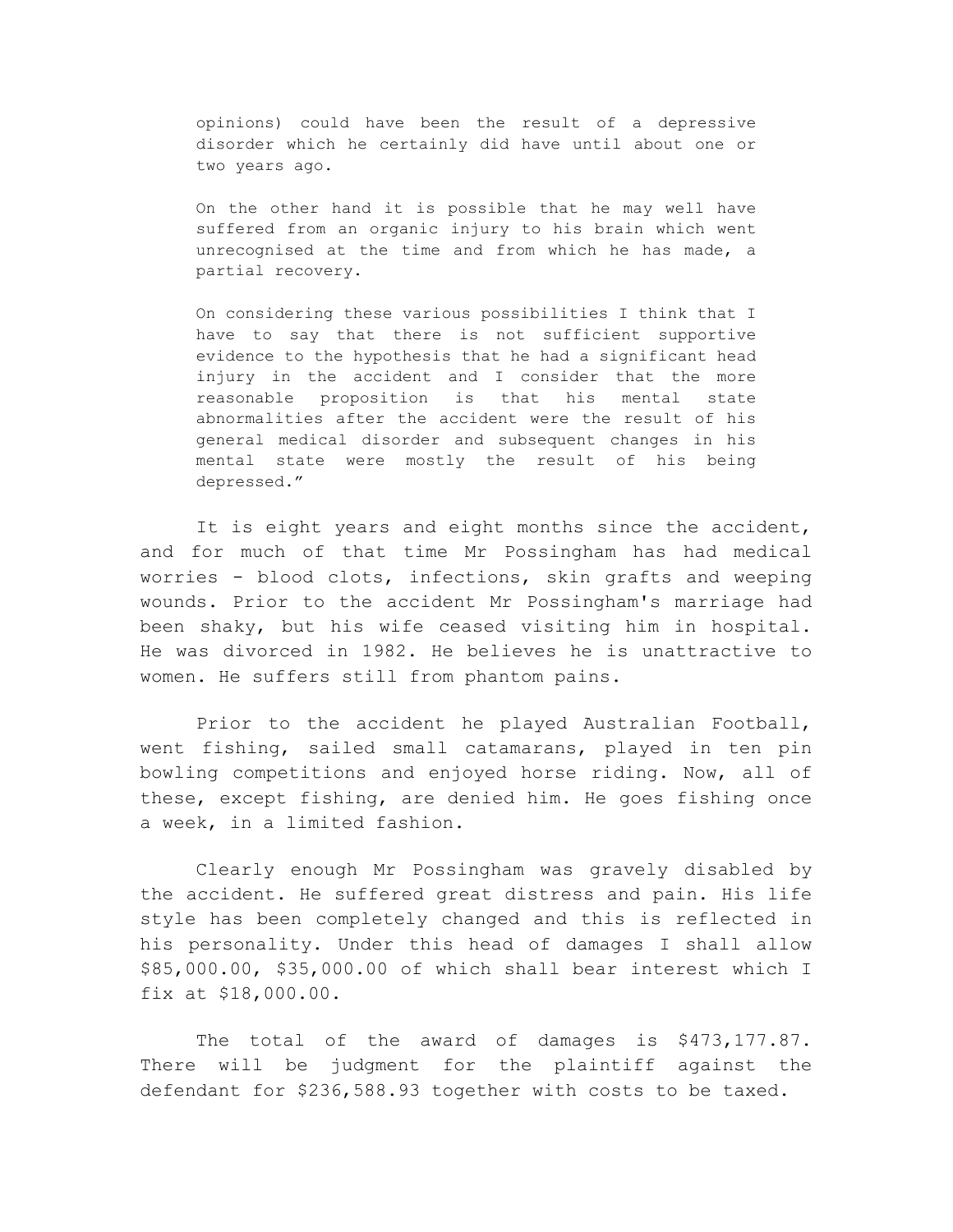> opinions) could have been the result of a depressive disorder which he certainly did have until about one or two years ago.
>
> On the other hand it is possible that he may well have suffered from an organic injury to his brain which went unrecognised at the time and from which he has made, a partial recovery.
>
> On considering these various possibilities I think that I have to say that there is not sufficient supportive evidence to the hypothesis that he had a significant head injury in the accident and I consider that the more reasonable proposition is that his mental state abnormalities after the accident were the result of his general medical disorder and subsequent changes in his mental state were mostly the result of his being depressed."

It is eight years and eight months since the accident, and for much of that time Mr Possingham has had medical worries - blood clots, infections, skin grafts and weeping wounds. Prior to the accident Mr Possingham's marriage had been shaky, but his wife ceased visiting him in hospital. He was divorced in 1982. He believes he is unattractive to women. He suffers still from phantom pains.

Prior to the accident he played Australian Football, went fishing, sailed small catamarans, played in ten pin bowling competitions and enjoyed horse riding. Now, all of these, except fishing, are denied him. He goes fishing once a week, in a limited fashion.

Clearly enough Mr Possingham was gravely disabled by the accident. He suffered great distress and pain. His life style has been completely changed and this is reflected in his personality. Under this head of damages I shall allow $85,000.00, $35,000.00 of which shall bear interest which I fix at $18,000.00.

The total of the award of damages is $473,177.87. There will be judgment for the plaintiff against the defendant for $236,588.93 together with costs to be taxed.